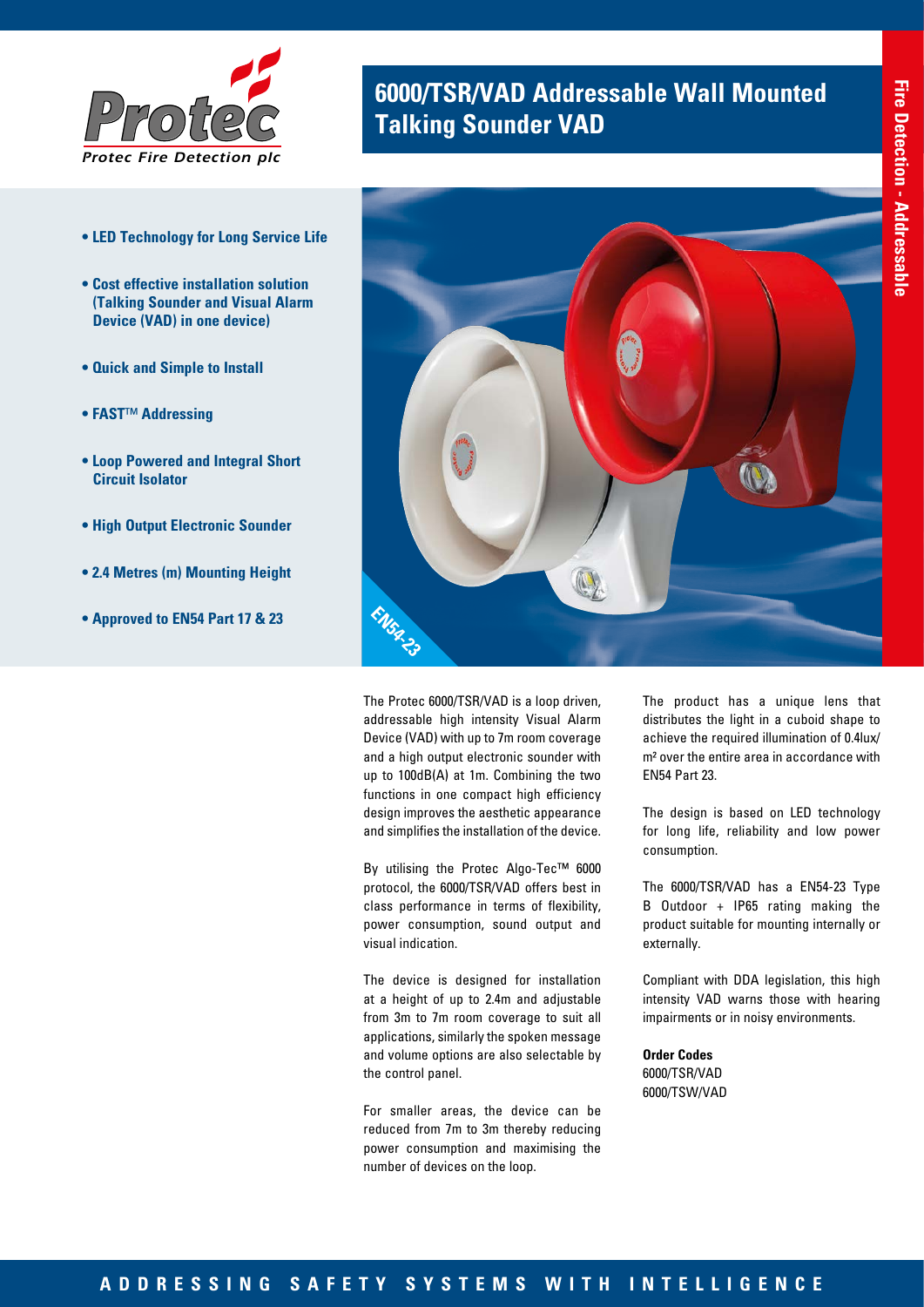Protec Fire Detection plc

# 6000/TSR/VAD Addressable Wall Mounted Talking Sounder VAD

Fire Detection - Addressable

- **LED Technology for Long Service Life**
- **Cost effective installation solution (Talking Sounder and Visual Alarm Device (VAD) in one device)**
- **Quick and Simple to Install**
- **FAST™ Addressing**
- **Loop Powered and Integral Short Circuit Isolator**
- **High Output Electronic Sounder**
- **2.4 Metres (m) Mounting Height**
- **Approved to EN54 Part 17 & 23**

EN54-23

The Protec 6000/TSR/VAD is a loop driven, addressable high intensity Visual Alarm Device (VAD) with up to 7m room coverage and a high output electronic sounder with up to 100dB(A) at 1m. Combining the two functions in one compact high efficiency design improves the aesthetic appearance and simplifies the installation of the device.

By utilising the Protec Algo-Tec™ 6000 protocol, the 6000/TSR/VAD offers best in class performance in terms of flexibility, power consumption, sound output and visual indication.

The device is designed for installation at a height of up to 2.4m and adjustable from 3m to 7m room coverage to suit all applications, similarly the spoken message and volume options are also selectable by the control panel.

For smaller areas, the device can be reduced from 7m to 3m thereby reducing power consumption and maximising the number of devices on the loop.

The product has a unique lens that distributes the light in a cuboid shape to achieve the required illumination of 0.4lux/m² over the entire area in accordance with EN54 Part 23.

The design is based on LED technology for long life, reliability and low power consumption.

The 6000/TSR/VAD has a EN54-23 Type B Outdoor + IP65 rating making the product suitable for mounting internally or externally.

Compliant with DDA legislation, this high intensity VAD warns those with hearing impairments or in noisy environments.

**Order Codes**
6000/TSR/VAD
6000/TSW/VAD

ADDRESSING SAFETY SYSTEMS WITH INTELLIGENCE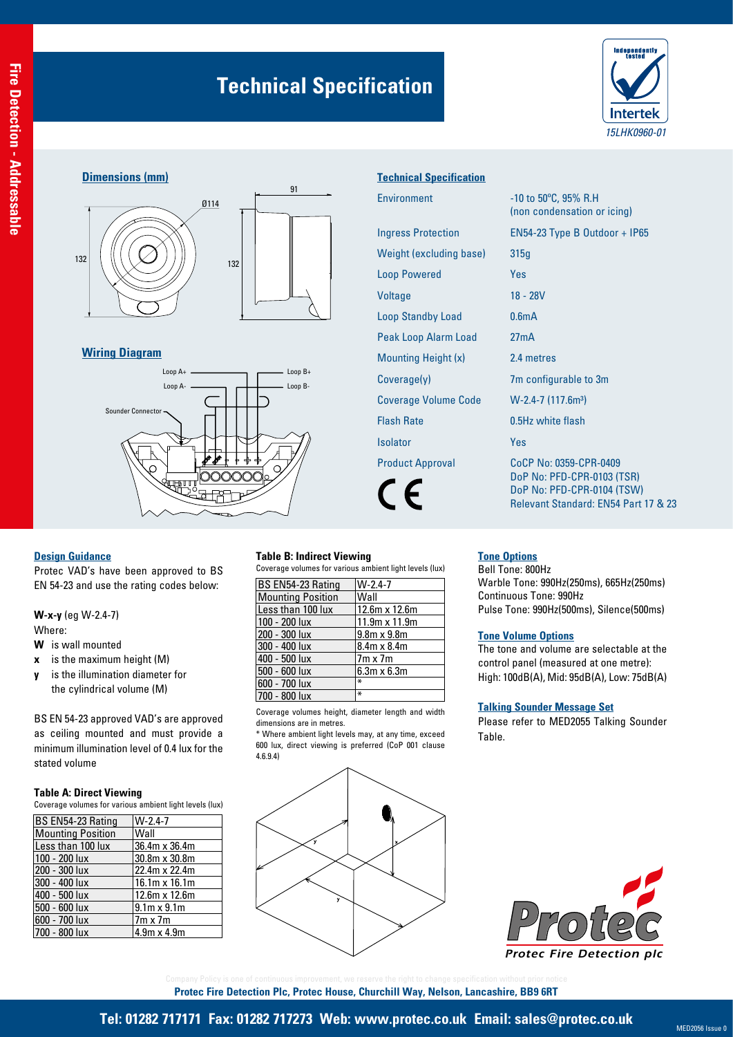# Technical Specification

Independently tested Intertek 15LHK0960-01

## Dimensions (mm)

Ø114

132

91

132

## Wiring Diagram

Loop A+
Loop A-
Loop B+
Loop B-
Sounder Connector

## Technical Specification

| | |
|---|---|
| Environment | -10 to 50ºC, 95% R.H (non condensation or icing) |
| Ingress Protection | EN54-23 Type B Outdoor + IP65 |
| Weight (excluding base) | 315g |
| Loop Powered | Yes |
| Voltage | 18 - 28V |
| Loop Standby Load | 0.6mA |
| Peak Loop Alarm Load | 27mA |
| Mounting Height (x) | 2.4 metres |
| Coverage(y) | 7m configurable to 3m |
| Coverage Volume Code | W-2.4-7 (117.6m³) |
| Flash Rate | 0.5Hz white flash |
| Isolator | Yes |
| Product Approval | CoCP No: 0359-CPR-0409<br>DoP No: PFD-CPR-0103 (TSR)<br>DoP No: PFD-CPR-0104 (TSW)<br>Relevant Standard: EN54 Part 17 & 23 |

CE

## Design Guidance

Protec VAD's have been approved to BS EN 54-23 and use the rating codes below:

**W-x-y** (eg W-2.4-7)

Where:

- **W** is wall mounted
- **x** is the maximum height (M)
- **y** is the illumination diameter for the cylindrical volume (M)

BS EN 54-23 approved VAD's are approved as ceiling mounted and must provide a minimum illumination level of 0.4 lux for the stated volume

### Table A: Direct Viewing

Coverage volumes for various ambient light levels (lux)

| BS EN54-23 Rating | W-2.4-7 |
|---|---|
| Mounting Position | Wall |
| Less than 100 lux | 36.4m x 36.4m |
| 100 - 200 lux | 30.8m x 30.8m |
| 200 - 300 lux | 22.4m x 22.4m |
| 300 - 400 lux | 16.1m x 16.1m |
| 400 - 500 lux | 12.6m x 12.6m |
| 500 - 600 lux | 9.1m x 9.1m |
| 600 - 700 lux | 7m x 7m |
| 700 - 800 lux | 4.9m x 4.9m |

### Table B: Indirect Viewing

Coverage volumes for various ambient light levels (lux)

| BS EN54-23 Rating | W-2.4-7 |
|---|---|
| Mounting Position | Wall |
| Less than 100 lux | 12.6m x 12.6m |
| 100 - 200 lux | 11.9m x 11.9m |
| 200 - 300 lux | 9.8m x 9.8m |
| 300 - 400 lux | 8.4m x 8.4m |
| 400 - 500 lux | 7m x 7m |
| 500 - 600 lux | 6.3m x 6.3m |
| 600 - 700 lux | * |
| 700 - 800 lux | * |

Coverage volumes height, diameter length and width dimensions are in metres.

* Where ambient light levels may, at any time, exceed 600 lux, direct viewing is preferred (CoP 001 clause 4.6.9.4)

y
x
y

## Tone Options

Bell Tone: 800Hz
Warble Tone: 990Hz(250ms), 665Hz(250ms)
Continuous Tone: 990Hz
Pulse Tone: 990Hz(500ms), Silence(500ms)

## Tone Volume Options

The tone and volume are selectable at the control panel (measured at one metre):
High: 100dB(A), Mid: 95dB(A), Low: 75dB(A)

## Talking Sounder Message Set

Please refer to MED2055 Talking Sounder Table.

Protec Fire Detection plc

Company Policy is one of continuous improvement, we reserve the right to change specification without prior notice

**Protec Fire Detection Plc, Protec House, Churchill Way, Nelson, Lancashire, BB9 6RT**

**Tel: 01282 717171 Fax: 01282 717273 Web: www.protec.co.uk Email: sales@protec.co.uk**

MED2056 Issue 0